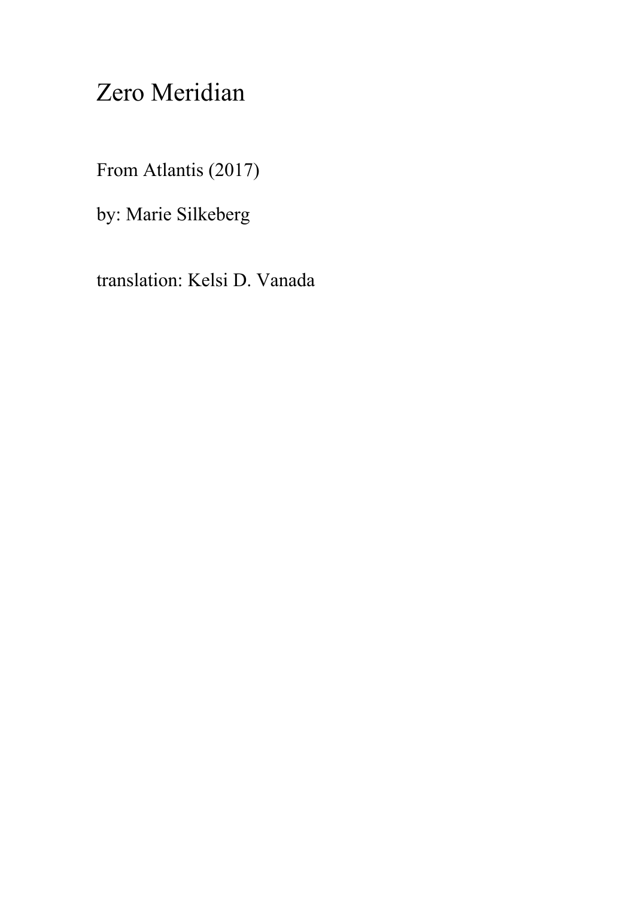# Zero Meridian

From Atlantis (2017)

by: Marie Silkeberg

translation: Kelsi D. Vanada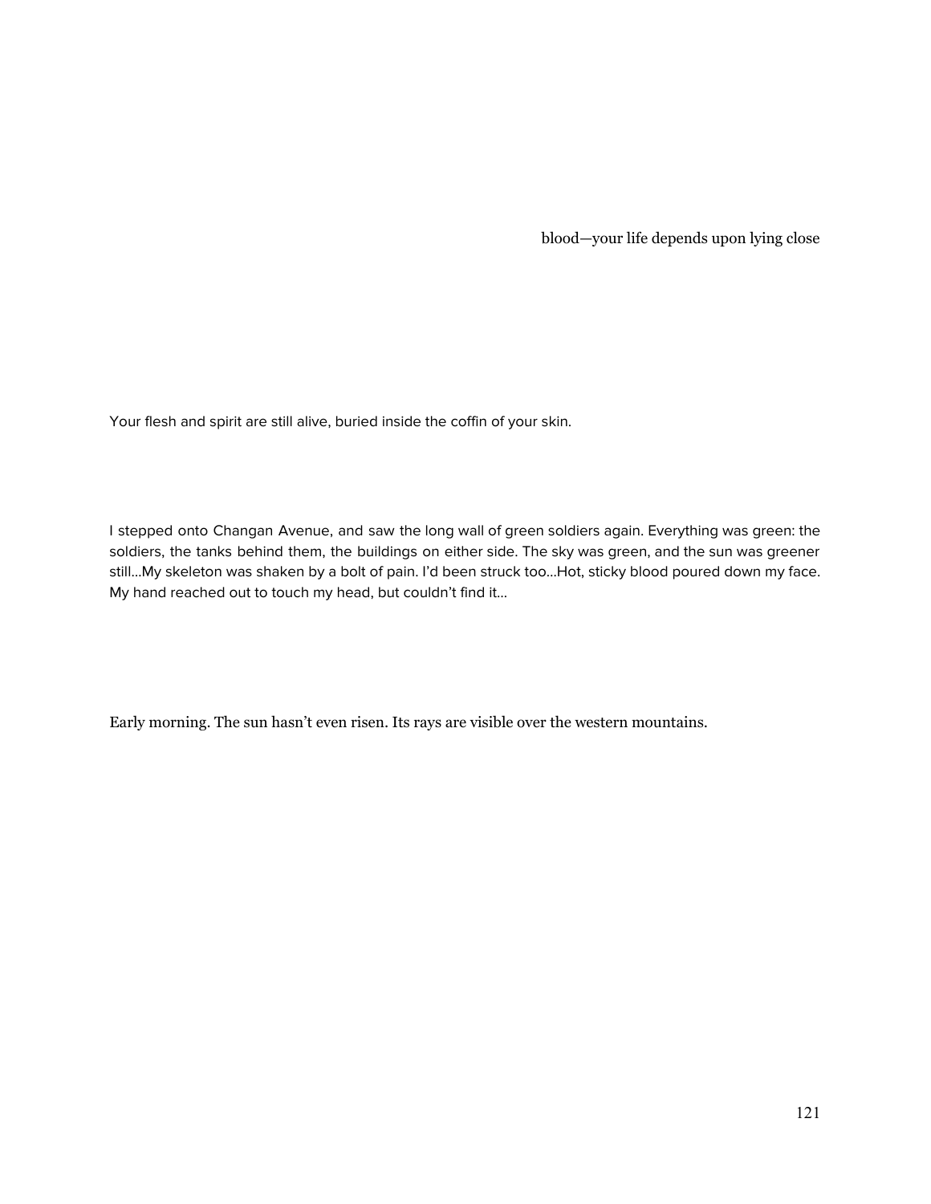blood—your life depends upon lying close

Your flesh and spirit are still alive, buried inside the coffin of your skin.

I stepped onto Changan Avenue, and saw the long wall of green soldiers again. Everything was green: the soldiers, the tanks behind them, the buildings on either side. The sky was green, and the sun was greener still…My skeleton was shaken by a bolt of pain. I'd been struck too…Hot, sticky blood poured down my face. My hand reached out to touch my head, but couldn't find it…

Early morning. The sun hasn't even risen. Its rays are visible over the western mountains.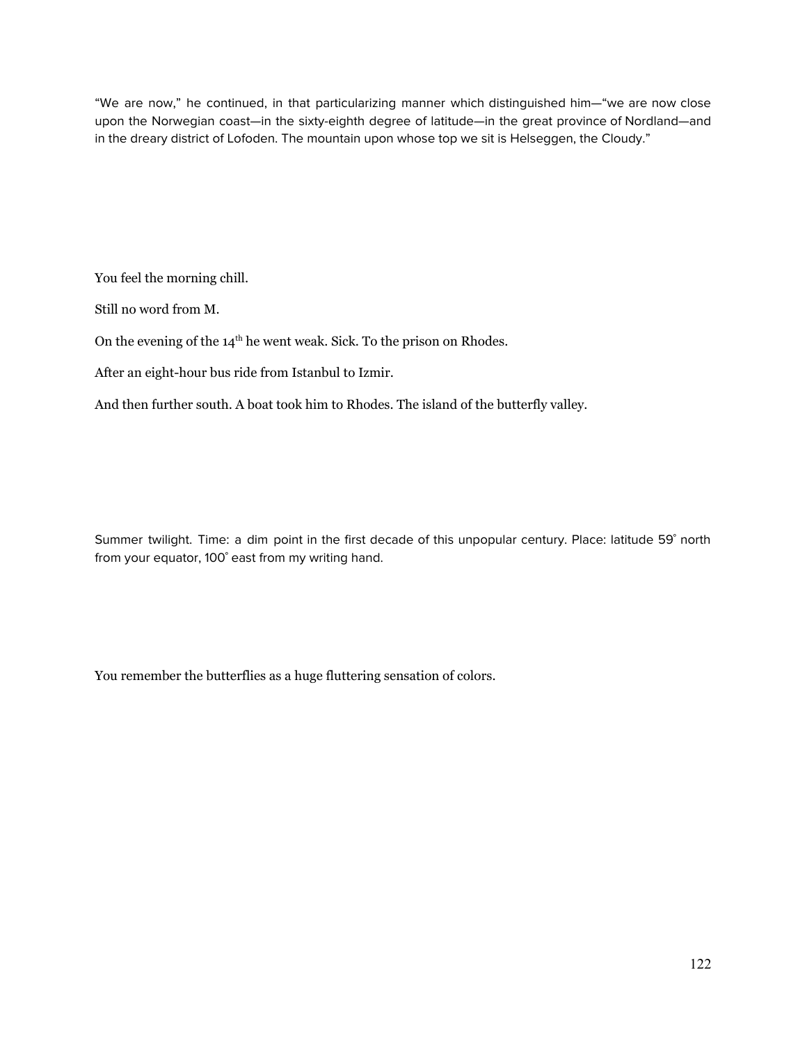"We are now," he continued, in that particularizing manner which distinguished him—"we are now close upon the Norwegian coast—in the sixty-eighth degree of latitude—in the great province of Nordland—and in the dreary district of Lofoden. The mountain upon whose top we sit is Helseggen, the Cloudy."

You feel the morning chill.

Still no word from M.

On the evening of the $14^{th}$ he went weak. Sick. To the prison on Rhodes.

After an eight-hour bus ride from Istanbul to Izmir.

And then further south. A boat took him to Rhodes. The island of the butterfly valley.

Summer twilight. Time: a dim point in the first decade of this unpopular century. Place: latitude 59˚ north from your equator, 100˚ east from my writing hand.

You remember the butterflies as a huge fluttering sensation of colors.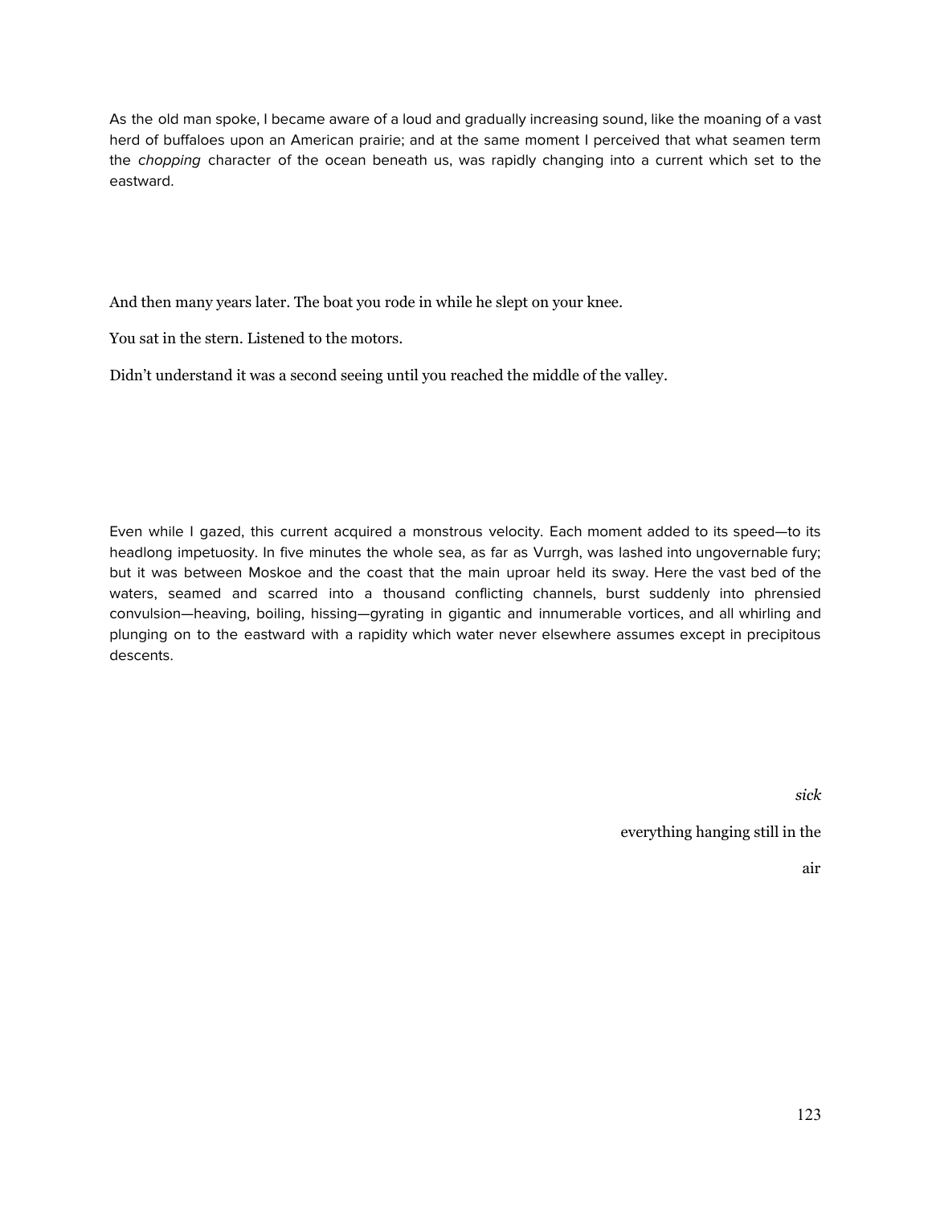As the old man spoke, I became aware of a loud and gradually increasing sound, like the moaning of a vast herd of buffaloes upon an American prairie; and at the same moment I perceived that what seamen term the *chopping* character of the ocean beneath us, was rapidly changing into a current which set to the eastward.

And then many years later. The boat you rode in while he slept on your knee.

You sat in the stern. Listened to the motors.

Didn't understand it was a second seeing until you reached the middle of the valley.

Even while I gazed, this current acquired a monstrous velocity. Each moment added to its speed—to its headlong impetuosity. In five minutes the whole sea, as far as Vurrgh, was lashed into ungovernable fury; but it was between Moskoe and the coast that the main uproar held its sway. Here the vast bed of the waters, seamed and scarred into a thousand conflicting channels, burst suddenly into phrensied convulsion—heaving, boiling, hissing—gyrating in gigantic and innumerable vortices, and all whirling and plunging on to the eastward with a rapidity which water never elsewhere assumes except in precipitous descents.

*sick*

everything hanging still in the

air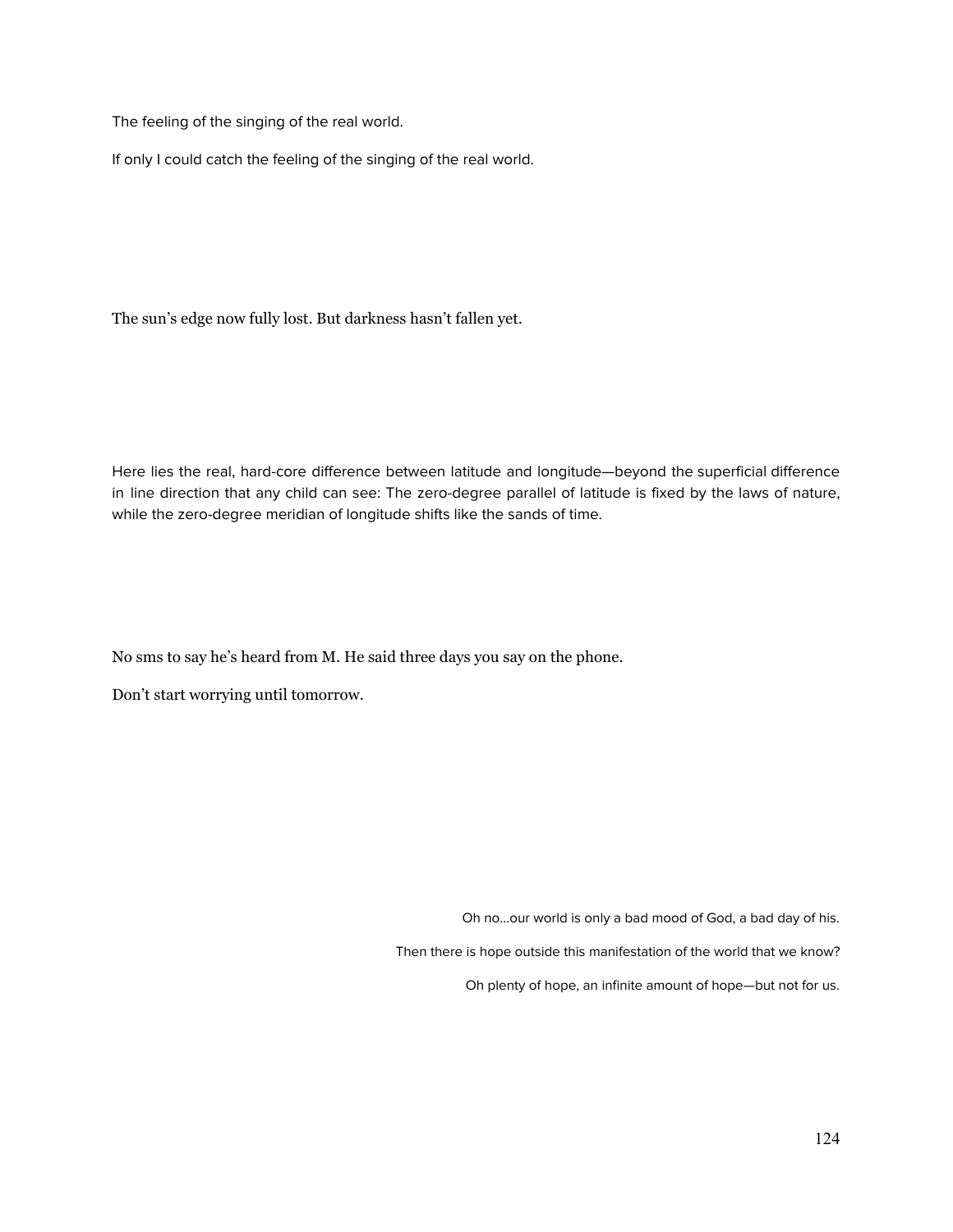The feeling of the singing of the real world.

If only I could catch the feeling of the singing of the real world.

The sun's edge now fully lost. But darkness hasn't fallen yet.

Here lies the real, hard-core difference between latitude and longitude—beyond the superficial difference in line direction that any child can see: The zero-degree parallel of latitude is fixed by the laws of nature, while the zero-degree meridian of longitude shifts like the sands of time.

No sms to say he's heard from M. He said three days you say on the phone.

Don't start worrying until tomorrow.

Oh no...our world is only a bad mood of God, a bad day of his.

Then there is hope outside this manifestation of the world that we know?

Oh plenty of hope, an infinite amount of hope—but not for us.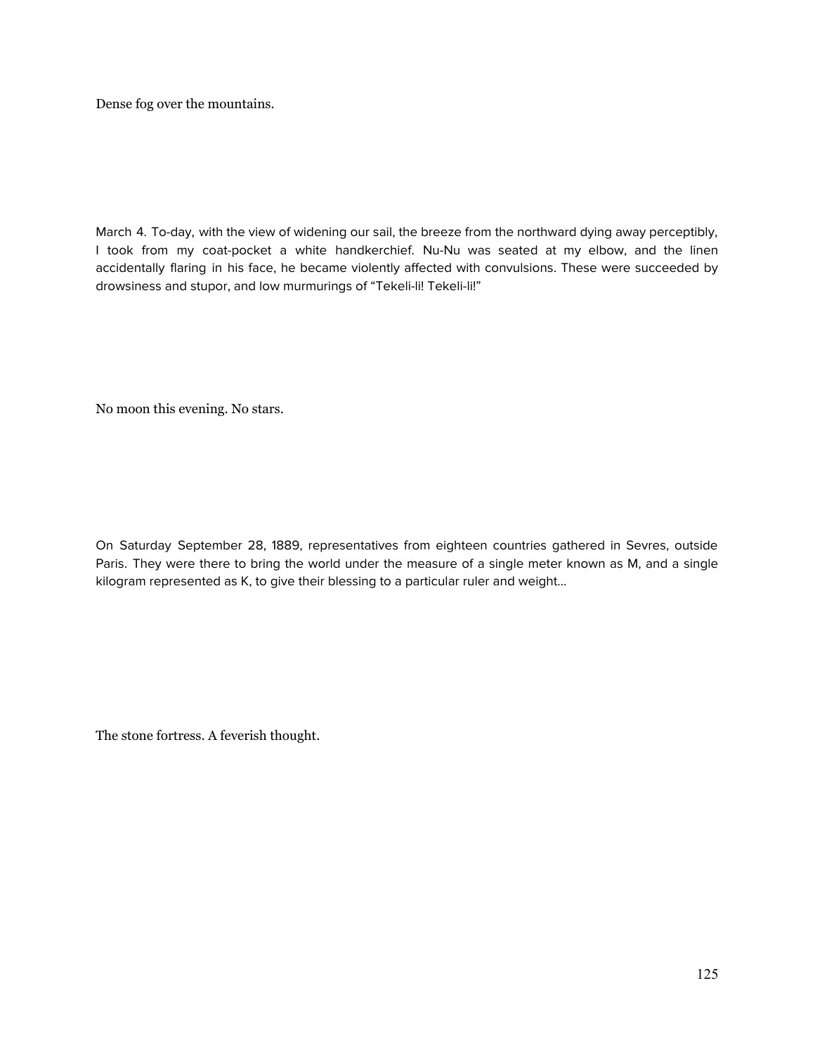Dense fog over the mountains.

March 4. To-day, with the view of widening our sail, the breeze from the northward dying away perceptibly, I took from my coat-pocket a white handkerchief. Nu-Nu was seated at my elbow, and the linen accidentally flaring in his face, he became violently affected with convulsions. These were succeeded by drowsiness and stupor, and low murmurings of "Tekeli-li! Tekeli-li!"

No moon this evening. No stars.

On Saturday September 28, 1889, representatives from eighteen countries gathered in Sevres, outside Paris. They were there to bring the world under the measure of a single meter known as M, and a single kilogram represented as K, to give their blessing to a particular ruler and weight...

The stone fortress. A feverish thought.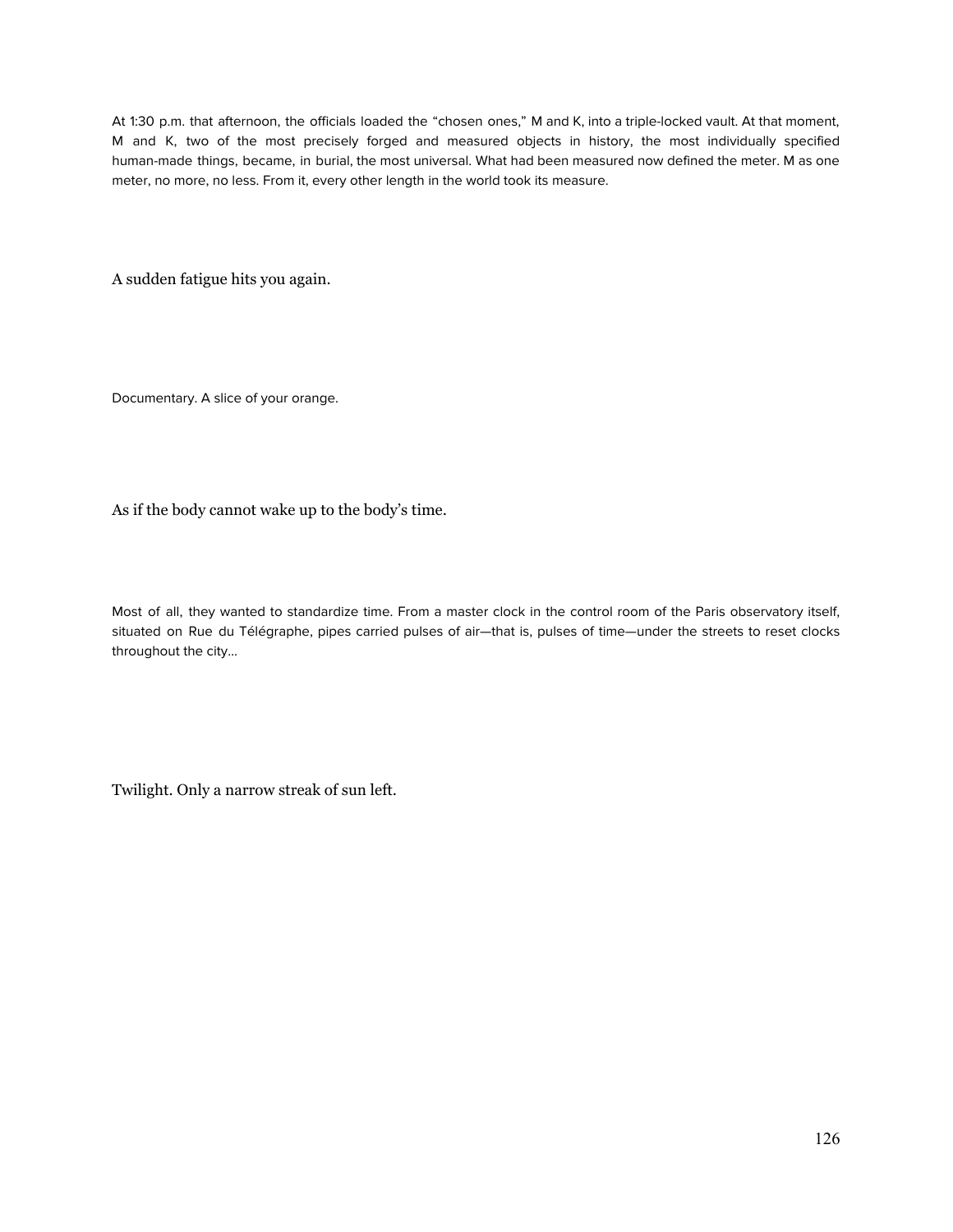At 1:30 p.m. that afternoon, the officials loaded the “chosen ones,” M and K, into a triple-locked vault. At that moment, M and K, two of the most precisely forged and measured objects in history, the most individually specified human-made things, became, in burial, the most universal. What had been measured now defined the meter. M as one meter, no more, no less. From it, every other length in the world took its measure.

A sudden fatigue hits you again.

Documentary. A slice of your orange.

As if the body cannot wake up to the body’s time.

Most of all, they wanted to standardize time. From a master clock in the control room of the Paris observatory itself, situated on Rue du Télégraphe, pipes carried pulses of air—that is, pulses of time—under the streets to reset clocks throughout the city…

Twilight. Only a narrow streak of sun left.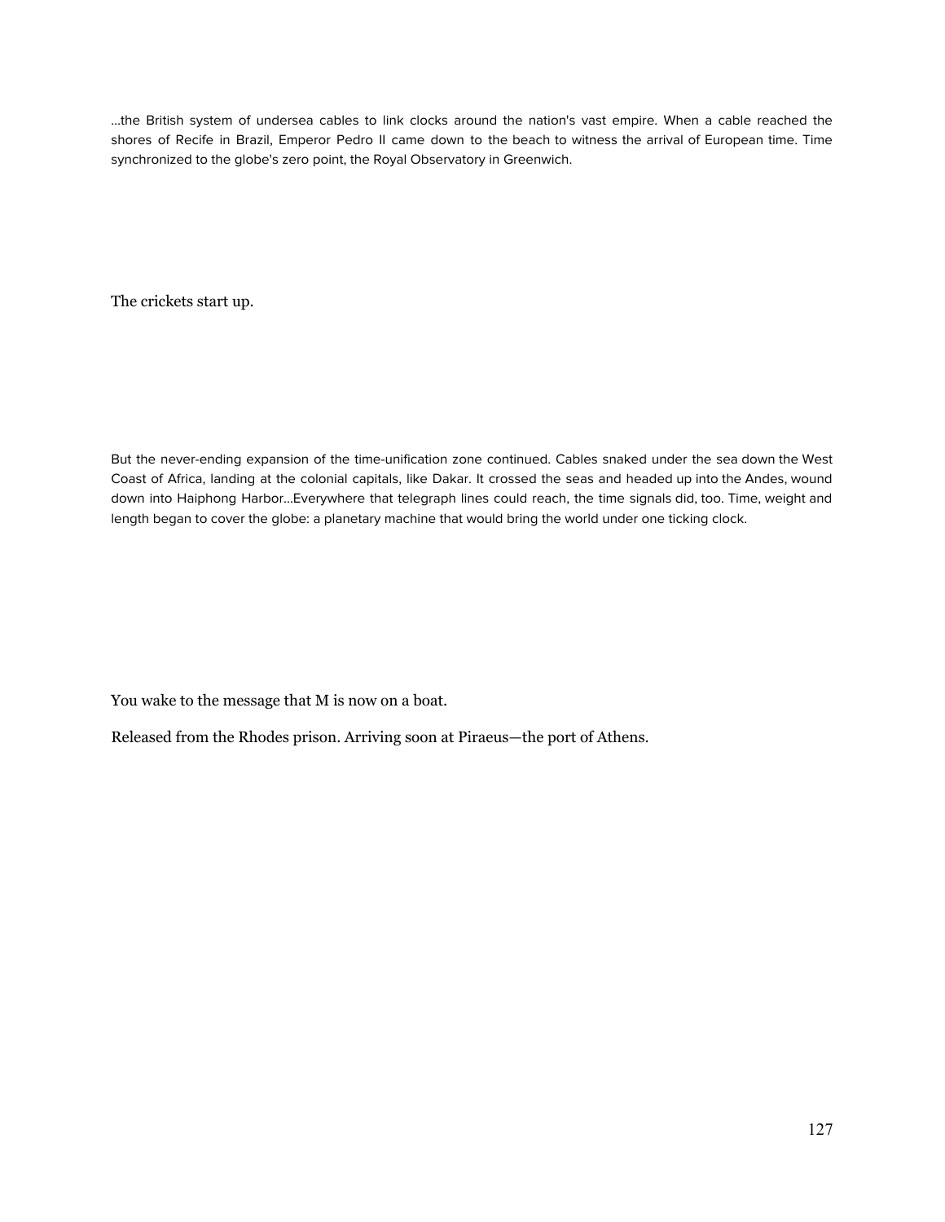...the British system of undersea cables to link clocks around the nation's vast empire. When a cable reached the shores of Recife in Brazil, Emperor Pedro II came down to the beach to witness the arrival of European time. Time synchronized to the globe's zero point, the Royal Observatory in Greenwich.

The crickets start up.

But the never-ending expansion of the time-unification zone continued. Cables snaked under the sea down the West Coast of Africa, landing at the colonial capitals, like Dakar. It crossed the seas and headed up into the Andes, wound down into Haiphong Harbor...Everywhere that telegraph lines could reach, the time signals did, too. Time, weight and length began to cover the globe: a planetary machine that would bring the world under one ticking clock.

You wake to the message that M is now on a boat.

Released from the Rhodes prison. Arriving soon at Piraeus—the port of Athens.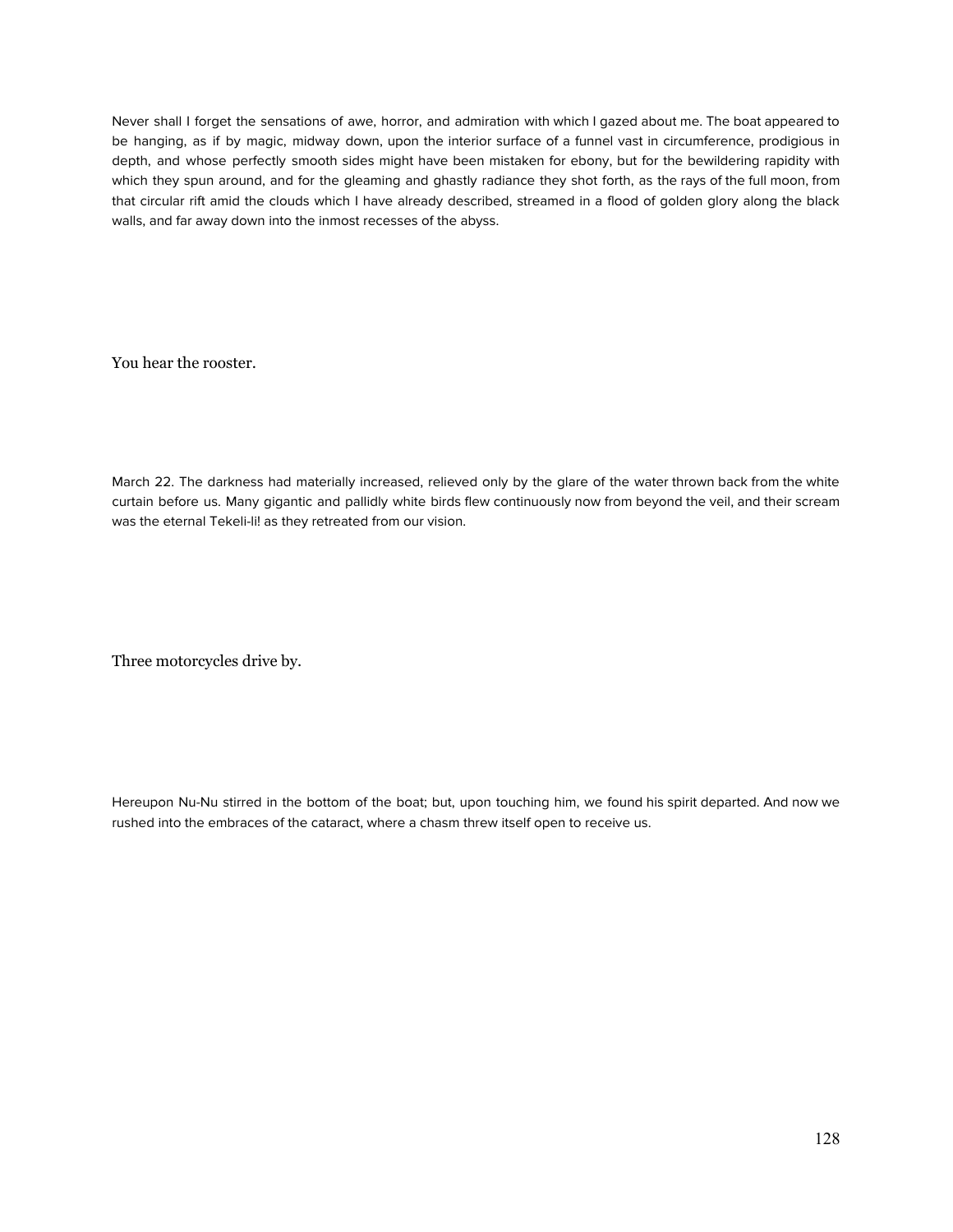Never shall I forget the sensations of awe, horror, and admiration with which I gazed about me. The boat appeared to be hanging, as if by magic, midway down, upon the interior surface of a funnel vast in circumference, prodigious in depth, and whose perfectly smooth sides might have been mistaken for ebony, but for the bewildering rapidity with which they spun around, and for the gleaming and ghastly radiance they shot forth, as the rays of the full moon, from that circular rift amid the clouds which I have already described, streamed in a flood of golden glory along the black walls, and far away down into the inmost recesses of the abyss.

You hear the rooster.

March 22. The darkness had materially increased, relieved only by the glare of the water thrown back from the white curtain before us. Many gigantic and pallidly white birds flew continuously now from beyond the veil, and their scream was the eternal Tekeli-li! as they retreated from our vision.

Three motorcycles drive by.

Hereupon Nu-Nu stirred in the bottom of the boat; but, upon touching him, we found his spirit departed. And now we rushed into the embraces of the cataract, where a chasm threw itself open to receive us.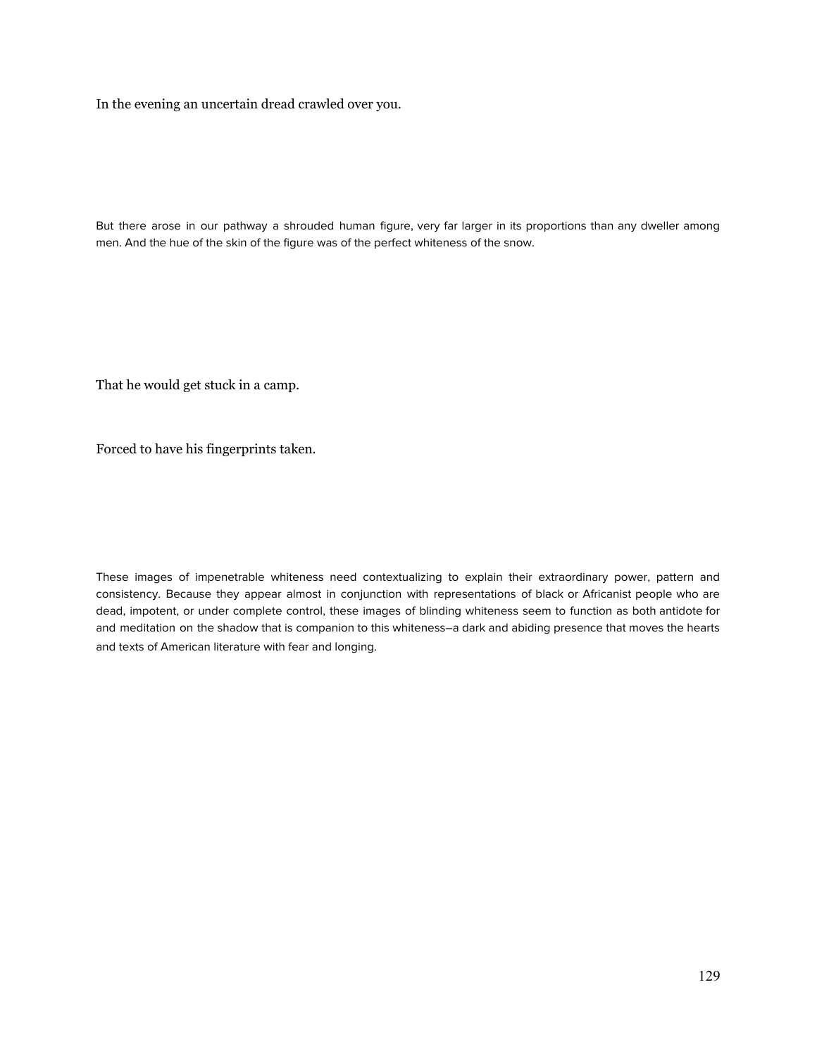In the evening an uncertain dread crawled over you.

But there arose in our pathway a shrouded human figure, very far larger in its proportions than any dweller among men. And the hue of the skin of the figure was of the perfect whiteness of the snow.

That he would get stuck in a camp.

Forced to have his fingerprints taken.

These images of impenetrable whiteness need contextualizing to explain their extraordinary power, pattern and consistency. Because they appear almost in conjunction with representations of black or Africanist people who are dead, impotent, or under complete control, these images of blinding whiteness seem to function as both antidote for and meditation on the shadow that is companion to this whiteness–a dark and abiding presence that moves the hearts and texts of American literature with fear and longing.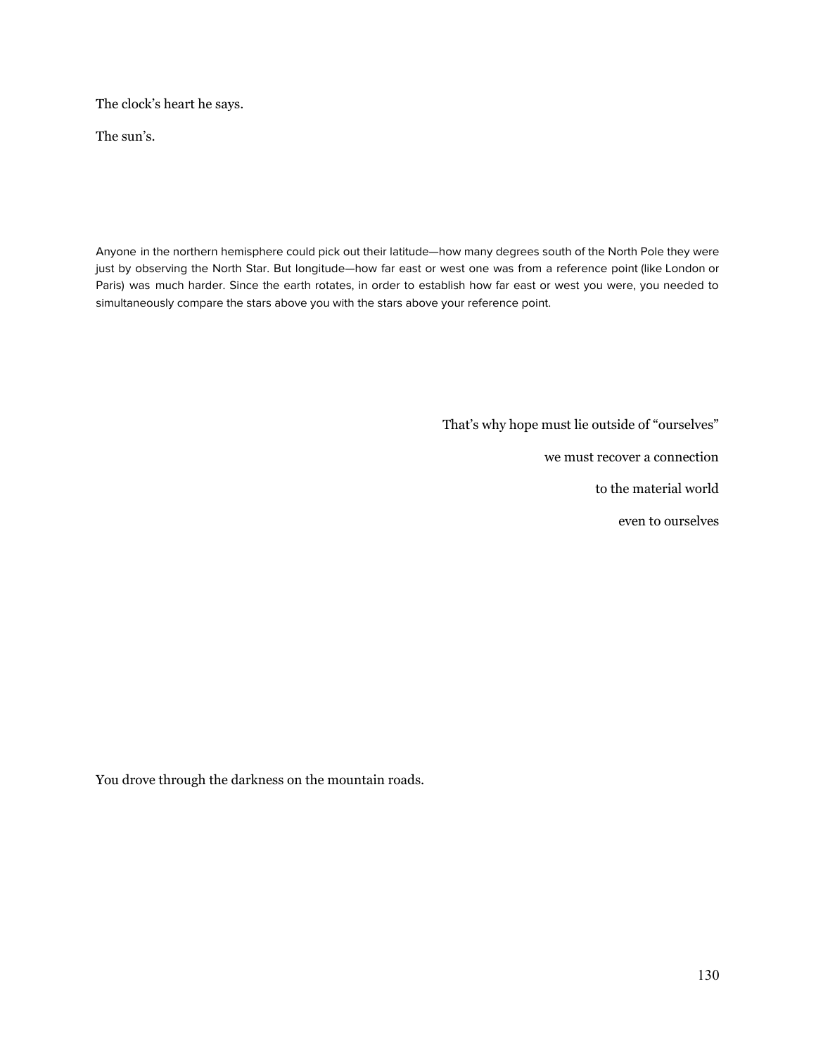The clock's heart he says.

The sun's.

Anyone in the northern hemisphere could pick out their latitude—how many degrees south of the North Pole they were just by observing the North Star. But longitude—how far east or west one was from a reference point (like London or Paris) was much harder. Since the earth rotates, in order to establish how far east or west you were, you needed to simultaneously compare the stars above you with the stars above your reference point.

That's why hope must lie outside of "ourselves"

we must recover a connection

to the material world

even to ourselves

You drove through the darkness on the mountain roads.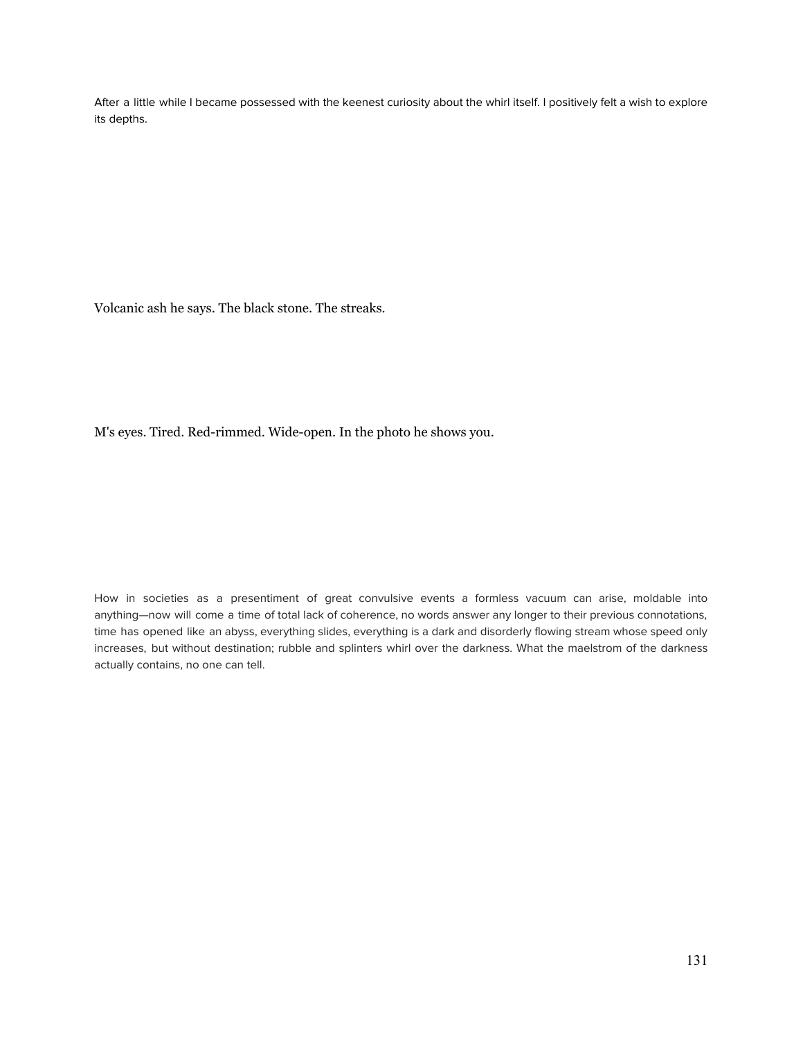After a little while I became possessed with the keenest curiosity about the whirl itself. I positively felt a wish to explore its depths.

Volcanic ash he says. The black stone. The streaks.

M's eyes. Tired. Red-rimmed. Wide-open. In the photo he shows you.

How in societies as a presentiment of great convulsive events a formless vacuum can arise, moldable into anything—now will come a time of total lack of coherence, no words answer any longer to their previous connotations, time has opened like an abyss, everything slides, everything is a dark and disorderly flowing stream whose speed only increases, but without destination; rubble and splinters whirl over the darkness. What the maelstrom of the darkness actually contains, no one can tell.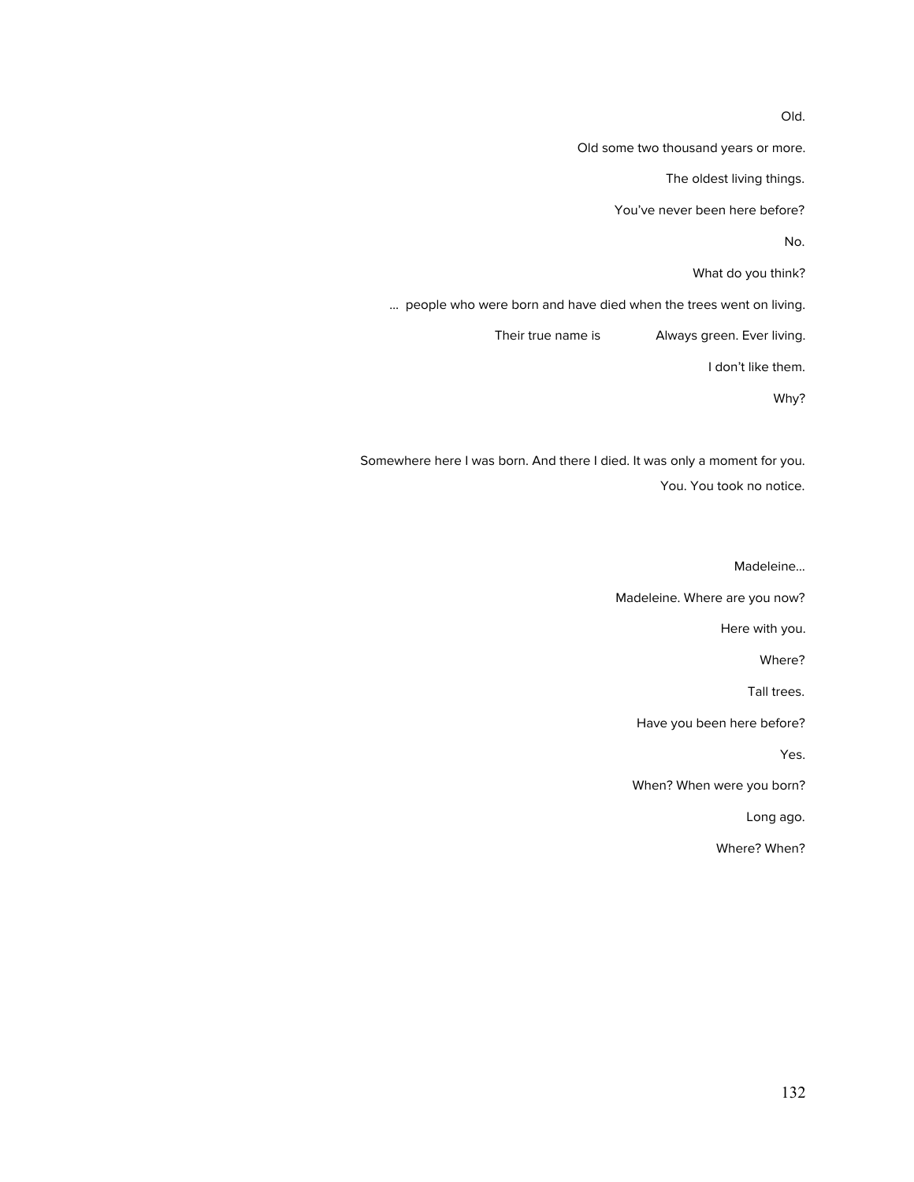Old.

Old some two thousand years or more.

The oldest living things.

You've never been here before?

No.

What do you think?

... people who were born and have died when the trees went on living.

Their true name is Always green. Ever living.

I don't like them.

Why?

Somewhere here I was born. And there I died. It was only a moment for you.

You. You took no notice.

Madeleine...

Madeleine. Where are you now?

Here with you.

Where?

Tall trees.

Have you been here before?

Yes.

When? When were you born?

Long ago.

Where? When?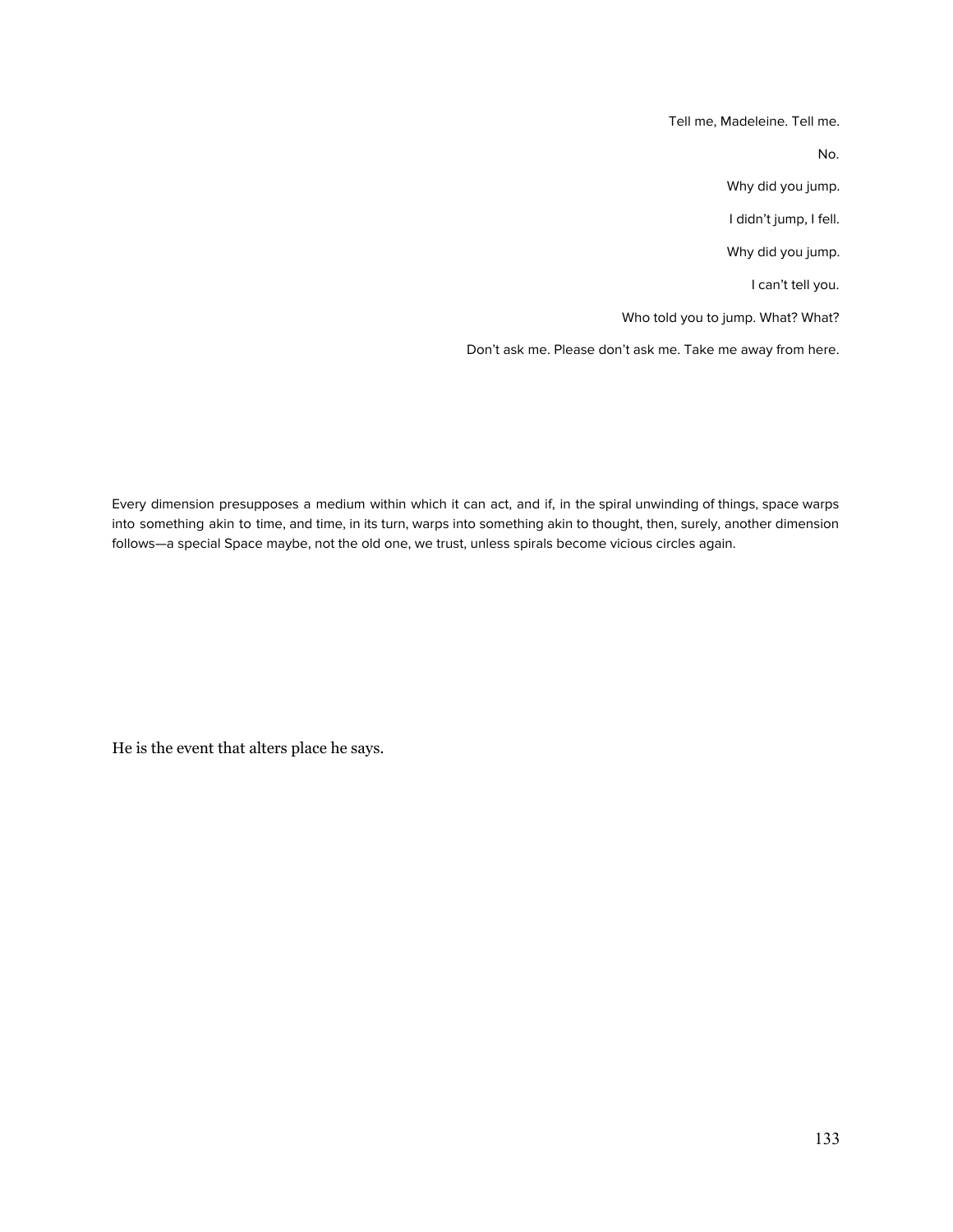Tell me, Madeleine. Tell me.

No.

Why did you jump.

I didn't jump, I fell.

Why did you jump.

I can't tell you.

Who told you to jump. What? What?

Don't ask me. Please don't ask me. Take me away from here.

Every dimension presupposes a medium within which it can act, and if, in the spiral unwinding of things, space warps into something akin to time, and time, in its turn, warps into something akin to thought, then, surely, another dimension follows—a special Space maybe, not the old one, we trust, unless spirals become vicious circles again.

He is the event that alters place he says.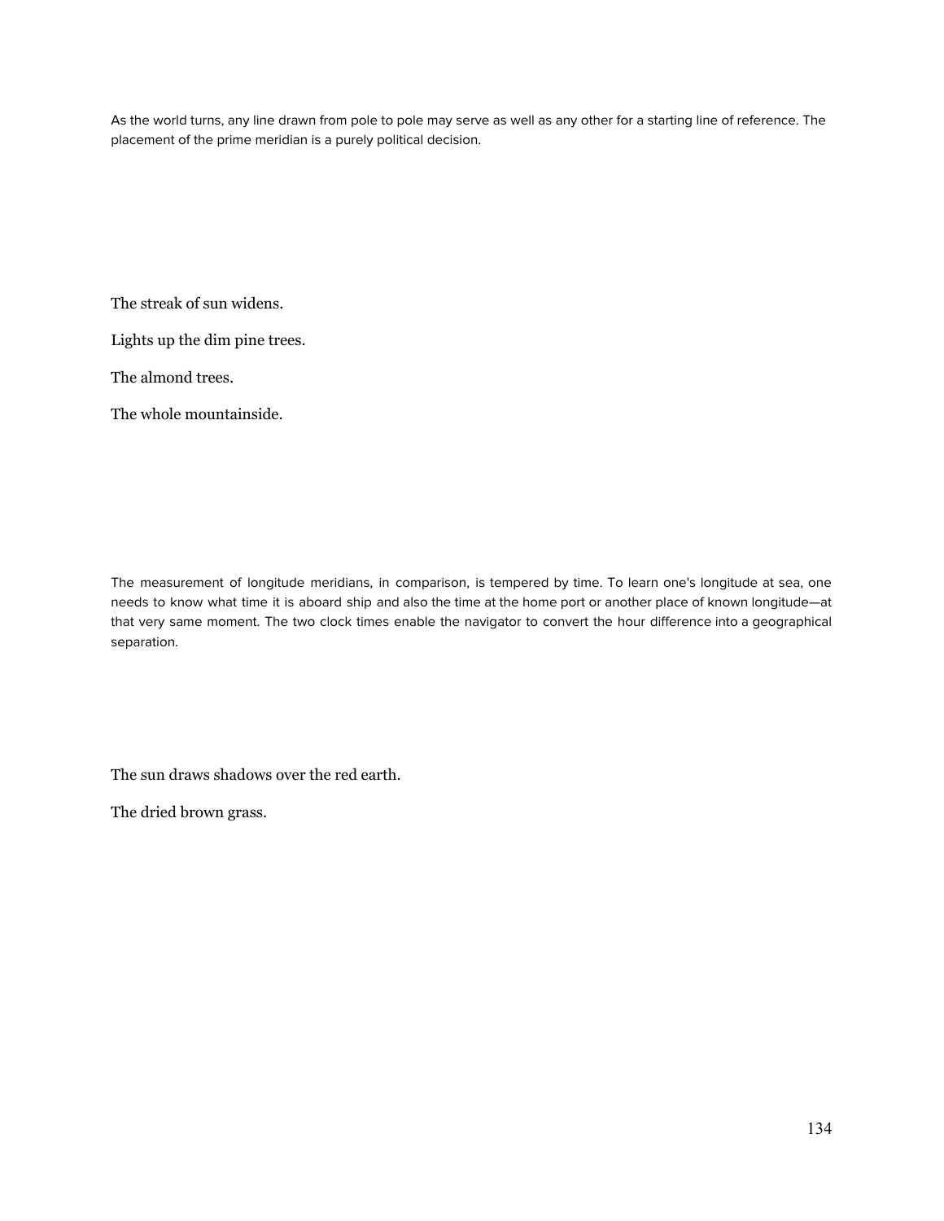As the world turns, any line drawn from pole to pole may serve as well as any other for a starting line of reference. The placement of the prime meridian is a purely political decision.

The streak of sun widens.

Lights up the dim pine trees.

The almond trees.

The whole mountainside.

The measurement of longitude meridians, in comparison, is tempered by time. To learn one's longitude at sea, one needs to know what time it is aboard ship and also the time at the home port or another place of known longitude—at that very same moment. The two clock times enable the navigator to convert the hour difference into a geographical separation.

The sun draws shadows over the red earth.

The dried brown grass.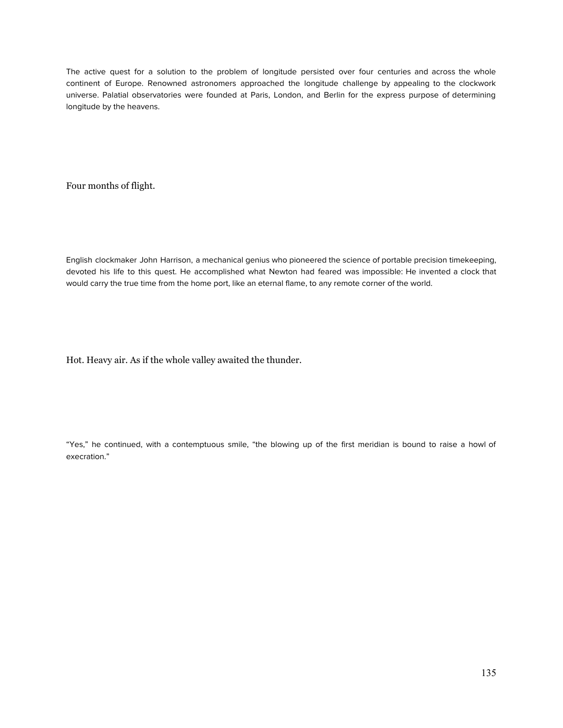The active quest for a solution to the problem of longitude persisted over four centuries and across the whole continent of Europe. Renowned astronomers approached the longitude challenge by appealing to the clockwork universe. Palatial observatories were founded at Paris, London, and Berlin for the express purpose of determining longitude by the heavens.

Four months of flight.

English clockmaker John Harrison, a mechanical genius who pioneered the science of portable precision timekeeping, devoted his life to this quest. He accomplished what Newton had feared was impossible: He invented a clock that would carry the true time from the home port, like an eternal flame, to any remote corner of the world.

Hot. Heavy air. As if the whole valley awaited the thunder.

“Yes,” he continued, with a contemptuous smile, “the blowing up of the first meridian is bound to raise a howl of execration.”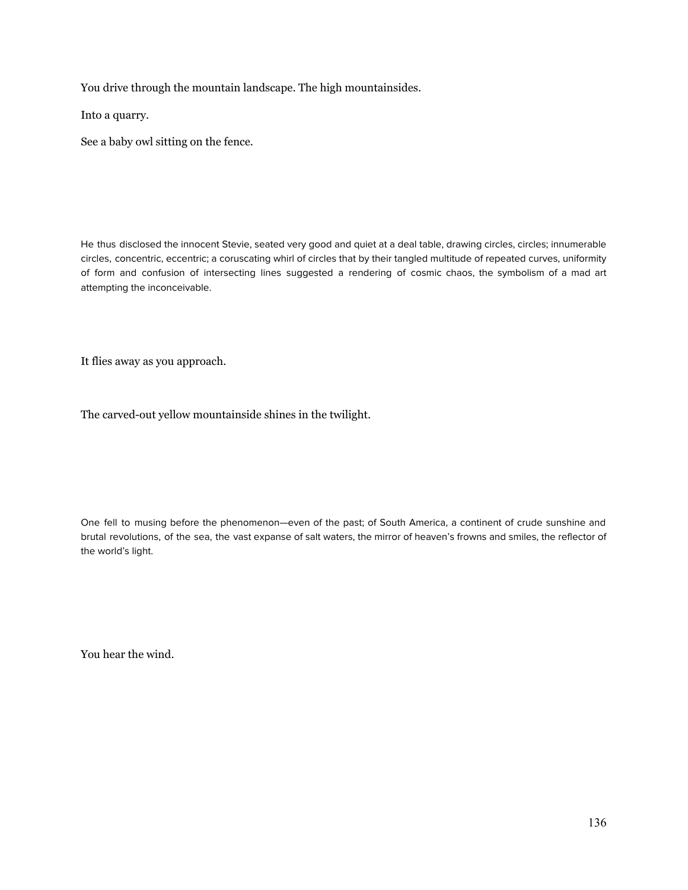You drive through the mountain landscape. The high mountainsides.

Into a quarry.

See a baby owl sitting on the fence.

He thus disclosed the innocent Stevie, seated very good and quiet at a deal table, drawing circles, circles; innumerable circles, concentric, eccentric; a coruscating whirl of circles that by their tangled multitude of repeated curves, uniformity of form and confusion of intersecting lines suggested a rendering of cosmic chaos, the symbolism of a mad art attempting the inconceivable.

It flies away as you approach.

The carved-out yellow mountainside shines in the twilight.

One fell to musing before the phenomenon—even of the past; of South America, a continent of crude sunshine and brutal revolutions, of the sea, the vast expanse of salt waters, the mirror of heaven's frowns and smiles, the reflector of the world's light.

You hear the wind.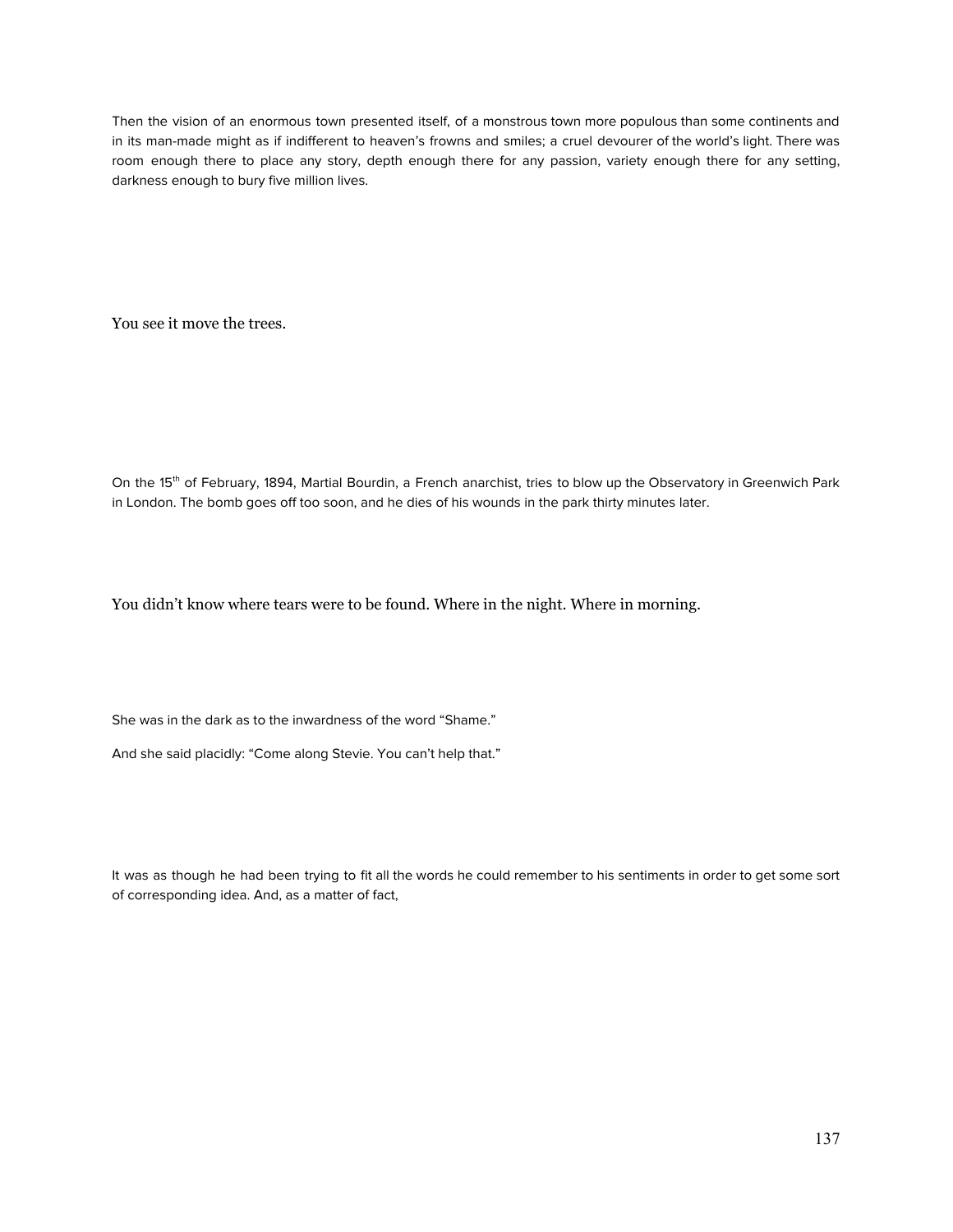Then the vision of an enormous town presented itself, of a monstrous town more populous than some continents and in its man-made might as if indifferent to heaven's frowns and smiles; a cruel devourer of the world's light. There was room enough there to place any story, depth enough there for any passion, variety enough there for any setting, darkness enough to bury five million lives.

You see it move the trees.

On the 15th of February, 1894, Martial Bourdin, a French anarchist, tries to blow up the Observatory in Greenwich Park in London. The bomb goes off too soon, and he dies of his wounds in the park thirty minutes later.

You didn't know where tears were to be found. Where in the night. Where in morning.

She was in the dark as to the inwardness of the word "Shame."

And she said placidly: "Come along Stevie. You can't help that."

It was as though he had been trying to fit all the words he could remember to his sentiments in order to get some sort of corresponding idea. And, as a matter of fact,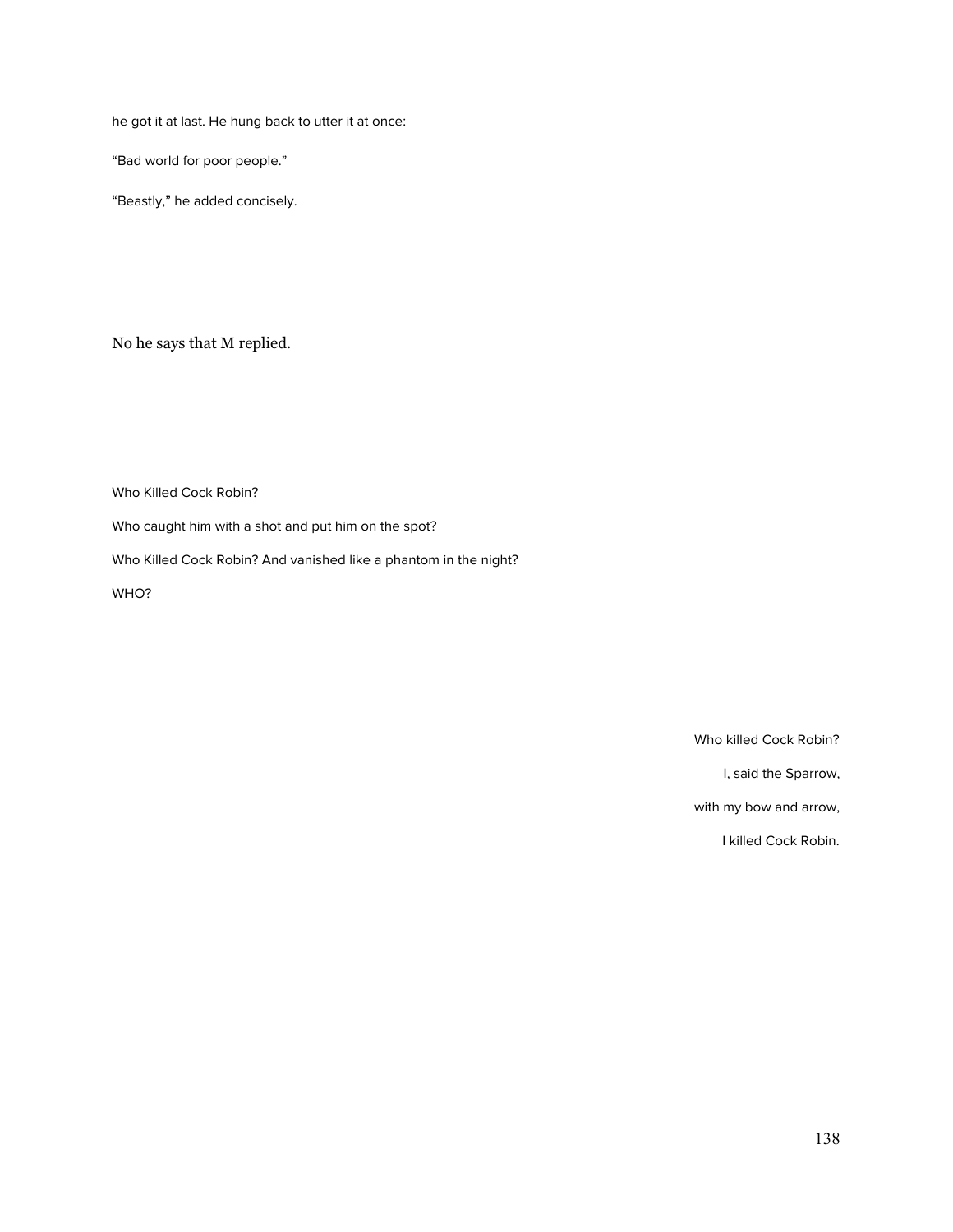he got it at last. He hung back to utter it at once:

“Bad world for poor people.”

“Beastly,” he added concisely.

No he says that M replied.

Who Killed Cock Robin?

Who caught him with a shot and put him on the spot?

Who Killed Cock Robin? And vanished like a phantom in the night?

WHO?

Who killed Cock Robin?

I, said the Sparrow,

with my bow and arrow,

I killed Cock Robin.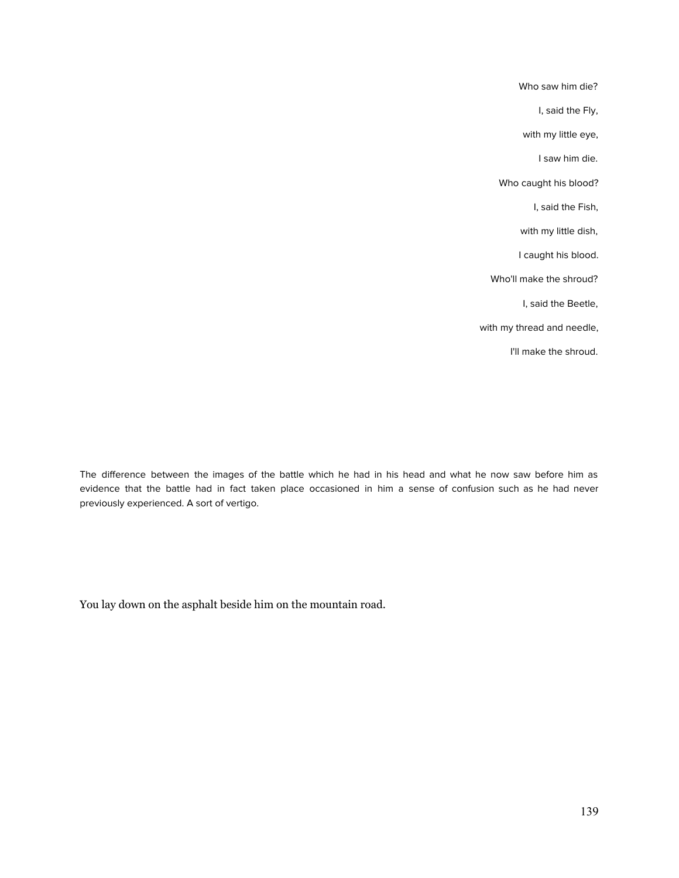Who saw him die?

I, said the Fly,

with my little eye,

I saw him die.

Who caught his blood?

I, said the Fish,

with my little dish,

I caught his blood.

Who'll make the shroud?

I, said the Beetle,

with my thread and needle,

I'll make the shroud.

The difference between the images of the battle which he had in his head and what he now saw before him as evidence that the battle had in fact taken place occasioned in him a sense of confusion such as he had never previously experienced. A sort of vertigo.

You lay down on the asphalt beside him on the mountain road.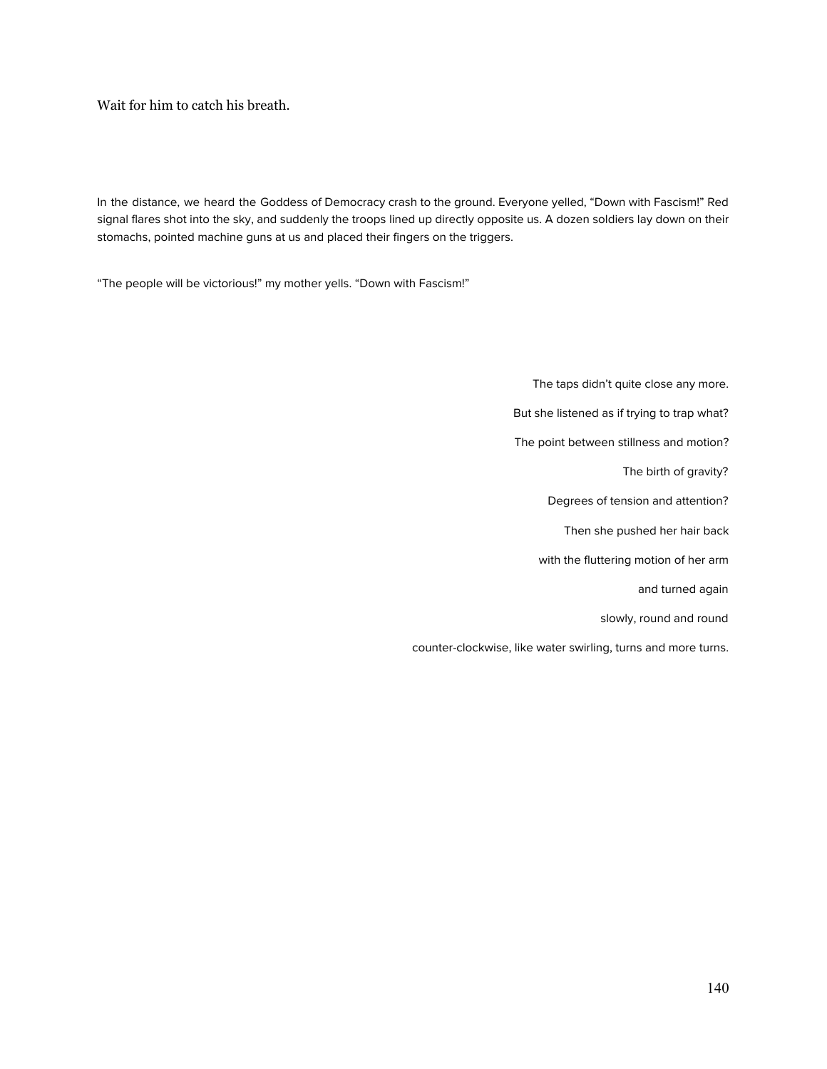Wait for him to catch his breath.

In the distance, we heard the Goddess of Democracy crash to the ground. Everyone yelled, "Down with Fascism!" Red signal flares shot into the sky, and suddenly the troops lined up directly opposite us. A dozen soldiers lay down on their stomachs, pointed machine guns at us and placed their fingers on the triggers.

"The people will be victorious!" my mother yells. "Down with Fascism!"

The taps didn't quite close any more.

But she listened as if trying to trap what?

The point between stillness and motion?

The birth of gravity?

Degrees of tension and attention?

Then she pushed her hair back

with the fluttering motion of her arm

and turned again

slowly, round and round

counter-clockwise, like water swirling, turns and more turns.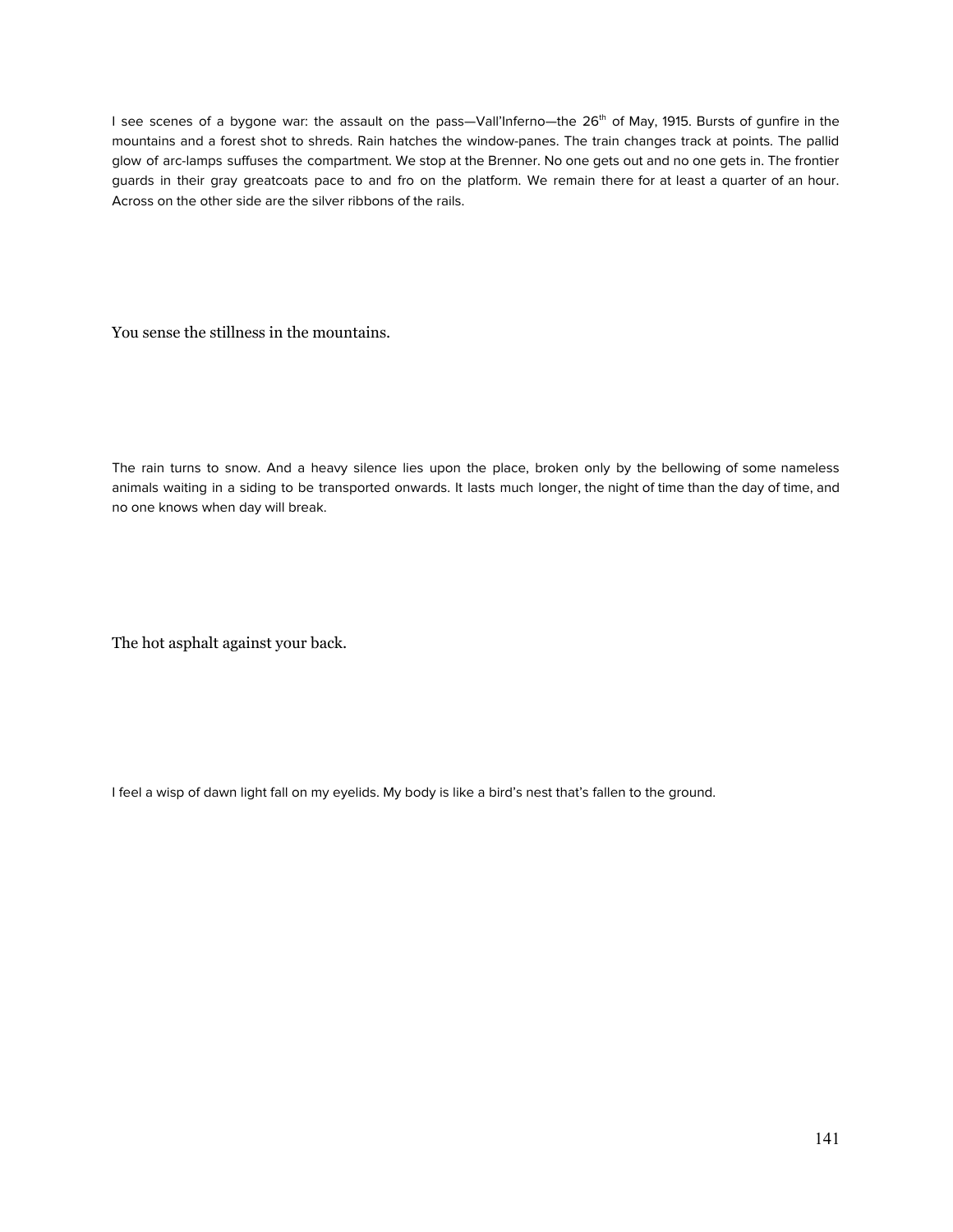I see scenes of a bygone war: the assault on the pass—Vall'Inferno—the 26th of May, 1915. Bursts of gunfire in the mountains and a forest shot to shreds. Rain hatches the window-panes. The train changes track at points. The pallid glow of arc-lamps suffuses the compartment. We stop at the Brenner. No one gets out and no one gets in. The frontier guards in their gray greatcoats pace to and fro on the platform. We remain there for at least a quarter of an hour. Across on the other side are the silver ribbons of the rails.

You sense the stillness in the mountains.

The rain turns to snow. And a heavy silence lies upon the place, broken only by the bellowing of some nameless animals waiting in a siding to be transported onwards. It lasts much longer, the night of time than the day of time, and no one knows when day will break.

The hot asphalt against your back.

I feel a wisp of dawn light fall on my eyelids. My body is like a bird's nest that's fallen to the ground.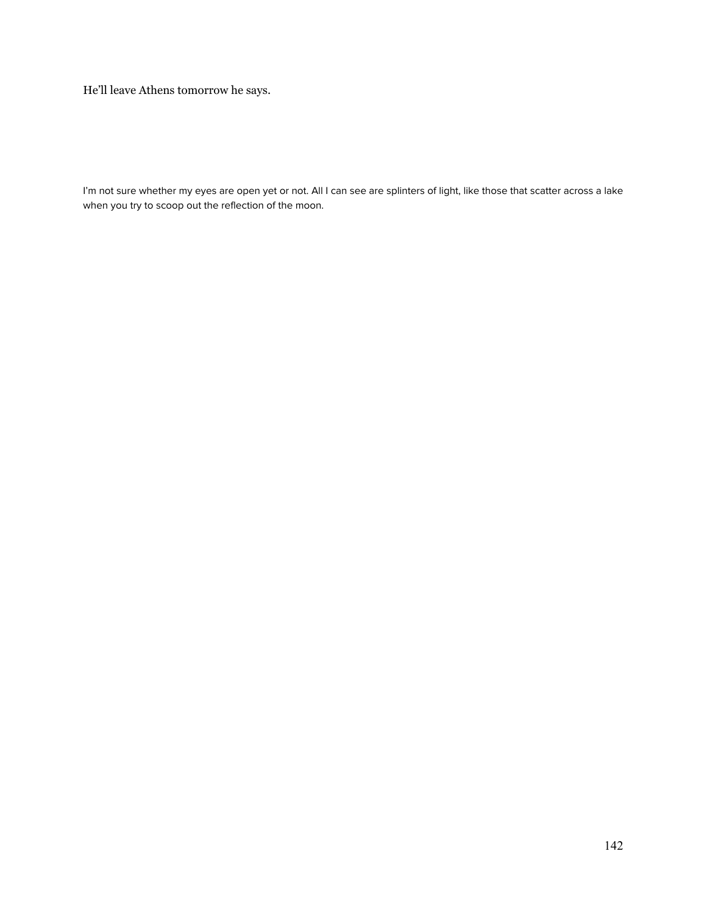He’ll leave Athens tomorrow he says.

I’m not sure whether my eyes are open yet or not. All I can see are splinters of light, like those that scatter across a lake when you try to scoop out the reflection of the moon.